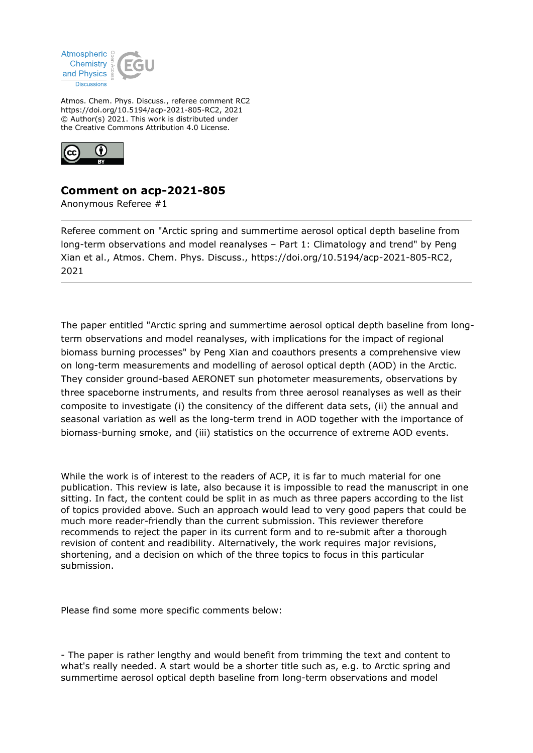Atmos. Chem. Phys. Discuss., referee comment RC2
https://doi.org/10.5194/acp-2021-805-RC2, 2021
© Author(s) 2021. This work is distributed under
the Creative Commons Attribution 4.0 License.

## Comment on acp-2021-805

Anonymous Referee #1

---

Referee comment on "Arctic spring and summertime aerosol optical depth baseline from long-term observations and model reanalyses – Part 1: Climatology and trend" by Peng Xian et al., Atmos. Chem. Phys. Discuss., https://doi.org/10.5194/acp-2021-805-RC2, 2021

---

The paper entitled "Arctic spring and summertime aerosol optical depth baseline from long-term observations and model reanalyses, with implications for the impact of regional biomass burning processes" by Peng Xian and coauthors presents a comprehensive view on long-term measurements and modelling of aerosol optical depth (AOD) in the Arctic. They consider ground-based AERONET sun photometer measurements, observations by three spaceborne instruments, and results from three aerosol reanalyses as well as their composite to investigate (i) the consitency of the different data sets, (ii) the annual and seasonal variation as well as the long-term trend in AOD together with the importance of biomass-burning smoke, and (iii) statistics on the occurrence of extreme AOD events.

While the work is of interest to the readers of ACP, it is far to much material for one publication. This review is late, also because it is impossible to read the manuscript in one sitting. In fact, the content could be split in as much as three papers according to the list of topics provided above. Such an approach would lead to very good papers that could be much more reader-friendly than the current submission. This reviewer therefore recommends to reject the paper in its current form and to re-submit after a thorough revision of content and readibility. Alternatively, the work requires major revisions, shortening, and a decision on which of the three topics to focus in this particular submission.

Please find some more specific comments below:

- The paper is rather lengthy and would benefit from trimming the text and content to what's really needed. A start would be a shorter title such as, e.g. to Arctic spring and summertime aerosol optical depth baseline from long-term observations and model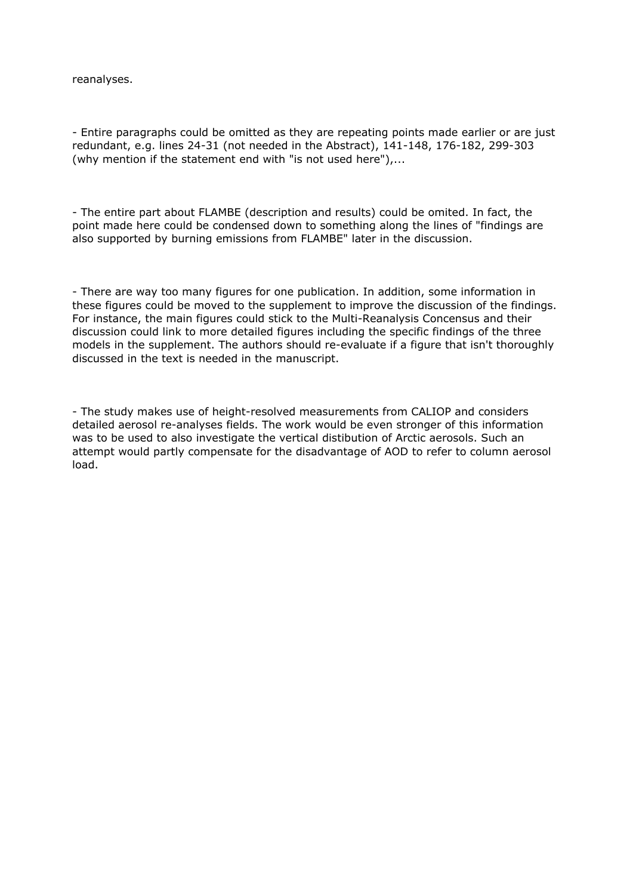reanalyses.

- Entire paragraphs could be omitted as they are repeating points made earlier or are just redundant, e.g. lines 24-31 (not needed in the Abstract), 141-148, 176-182, 299-303 (why mention if the statement end with "is not used here"),...

- The entire part about FLAMBE (description and results) could be omited. In fact, the point made here could be condensed down to something along the lines of "findings are also supported by burning emissions from FLAMBE" later in the discussion.

- There are way too many figures for one publication. In addition, some information in these figures could be moved to the supplement to improve the discussion of the findings. For instance, the main figures could stick to the Multi-Reanalysis Concensus and their discussion could link to more detailed figures including the specific findings of the three models in the supplement. The authors should re-evaluate if a figure that isn't thoroughly discussed in the text is needed in the manuscript.

- The study makes use of height-resolved measurements from CALIOP and considers detailed aerosol re-analyses fields. The work would be even stronger of this information was to be used to also investigate the vertical distibution of Arctic aerosols. Such an attempt would partly compensate for the disadvantage of AOD to refer to column aerosol load.